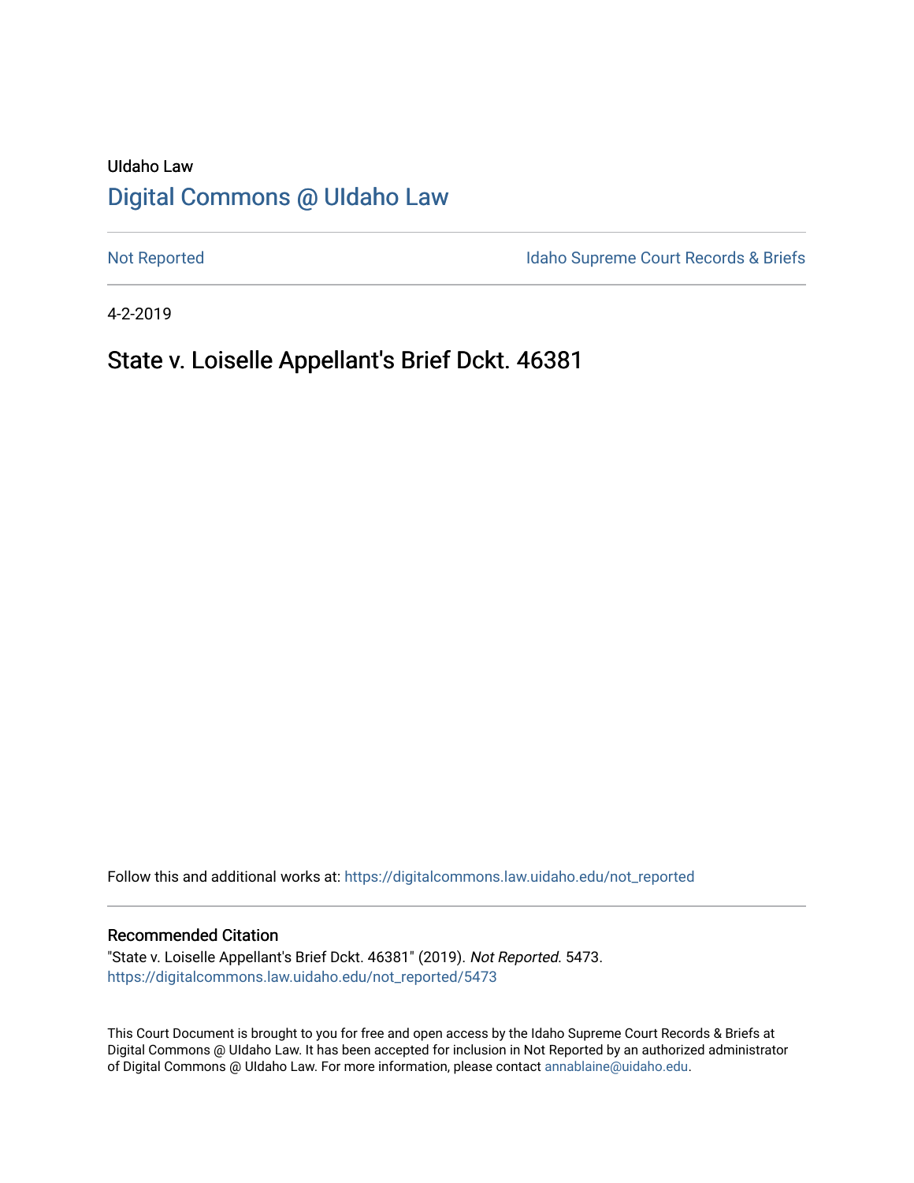UIdaho Law

# Digital Commons @ UIdaho Law

Not Reported | Idaho Supreme Court Records & Briefs

4-2-2019

## State v. Loiselle Appellant's Brief Dckt. 46381

Follow this and additional works at: https://digitalcommons.law.uidaho.edu/not_reported

### Recommended Citation

"State v. Loiselle Appellant's Brief Dckt. 46381" (2019). *Not Reported*. 5473.
https://digitalcommons.law.uidaho.edu/not_reported/5473

This Court Document is brought to you for free and open access by the Idaho Supreme Court Records & Briefs at Digital Commons @ UIdaho Law. It has been accepted for inclusion in Not Reported by an authorized administrator of Digital Commons @ UIdaho Law. For more information, please contact annablaine@uidaho.edu.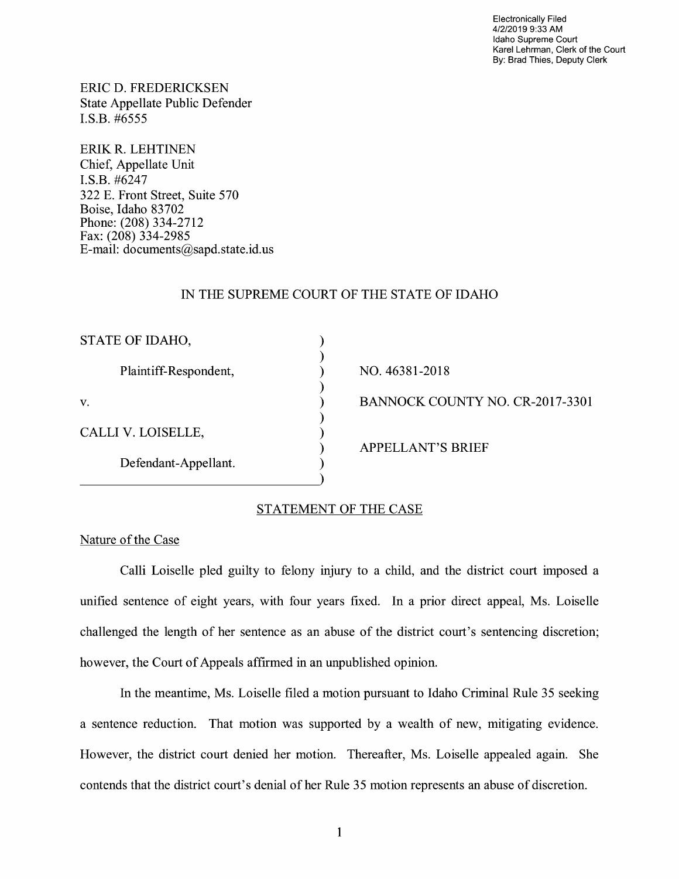Electronically Filed
4/2/2019 9:33 AM
Idaho Supreme Court
Karel Lehrman, Clerk of the Court
By: Brad Thies, Deputy Clerk

ERIC D. FREDERICKSEN
State Appellate Public Defender
I.S.B. #6555

ERIK R. LEHTINEN
Chief, Appellate Unit
I.S.B. #6247
322 E. Front Street, Suite 570
Boise, Idaho 83702
Phone: (208) 334-2712
Fax: (208) 334-2985
E-mail: documents@sapd.state.id.us

IN THE SUPREME COURT OF THE STATE OF IDAHO

| | |
|---|---|
| STATE OF IDAHO,<br><br>Plaintiff-Respondent,<br><br>v.<br><br>CALLI V. LOISELLE,<br><br>Defendant-Appellant. | NO. 46381-2018<br><br>BANNOCK COUNTY NO. CR-2017-3301<br><br>APPELLANT'S BRIEF |

## STATEMENT OF THE CASE

### Nature of the Case

Calli Loiselle pled guilty to felony injury to a child, and the district court imposed a unified sentence of eight years, with four years fixed. In a prior direct appeal, Ms. Loiselle challenged the length of her sentence as an abuse of the district court's sentencing discretion; however, the Court of Appeals affirmed in an unpublished opinion.

In the meantime, Ms. Loiselle filed a motion pursuant to Idaho Criminal Rule 35 seeking a sentence reduction. That motion was supported by a wealth of new, mitigating evidence. However, the district court denied her motion. Thereafter, Ms. Loiselle appealed again. She contends that the district court's denial of her Rule 35 motion represents an abuse of discretion.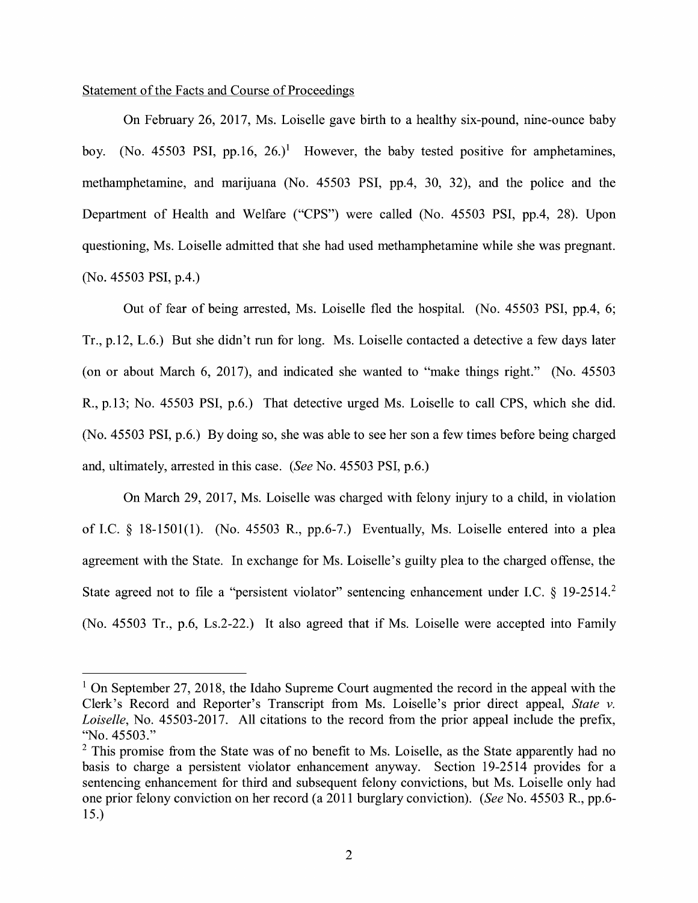Statement of the Facts and Course of Proceedings

On February 26, 2017, Ms. Loiselle gave birth to a healthy six-pound, nine-ounce baby boy. (No. 45503 PSI, pp.16, 26.)[1] However, the baby tested positive for amphetamines, methamphetamine, and marijuana (No. 45503 PSI, pp.4, 30, 32), and the police and the Department of Health and Welfare ("CPS") were called (No. 45503 PSI, pp.4, 28). Upon questioning, Ms. Loiselle admitted that she had used methamphetamine while she was pregnant. (No. 45503 PSI, p.4.)

Out of fear of being arrested, Ms. Loiselle fled the hospital. (No. 45503 PSI, pp.4, 6; Tr., p.12, L.6.) But she didn't run for long. Ms. Loiselle contacted a detective a few days later (on or about March 6, 2017), and indicated she wanted to "make things right." (No. 45503 R., p.13; No. 45503 PSI, p.6.) That detective urged Ms. Loiselle to call CPS, which she did. (No. 45503 PSI, p.6.) By doing so, she was able to see her son a few times before being charged and, ultimately, arrested in this case. (*See* No. 45503 PSI, p.6.)

On March 29, 2017, Ms. Loiselle was charged with felony injury to a child, in violation of I.C. § 18-1501(1). (No. 45503 R., pp.6-7.) Eventually, Ms. Loiselle entered into a plea agreement with the State. In exchange for Ms. Loiselle's guilty plea to the charged offense, the State agreed not to file a "persistent violator" sentencing enhancement under I.C. § 19-2514.[2] (No. 45503 Tr., p.6, Ls.2-22.) It also agreed that if Ms. Loiselle were accepted into Family

---

[1] On September 27, 2018, the Idaho Supreme Court augmented the record in the appeal with the Clerk's Record and Reporter's Transcript from Ms. Loiselle's prior direct appeal, *State v. Loiselle*, No. 45503-2017. All citations to the record from the prior appeal include the prefix, "No. 45503."

[2] This promise from the State was of no benefit to Ms. Loiselle, as the State apparently had no basis to charge a persistent violator enhancement anyway. Section 19-2514 provides for a sentencing enhancement for third and subsequent felony convictions, but Ms. Loiselle only had one prior felony conviction on her record (a 2011 burglary conviction). (*See* No. 45503 R., pp.6-15.)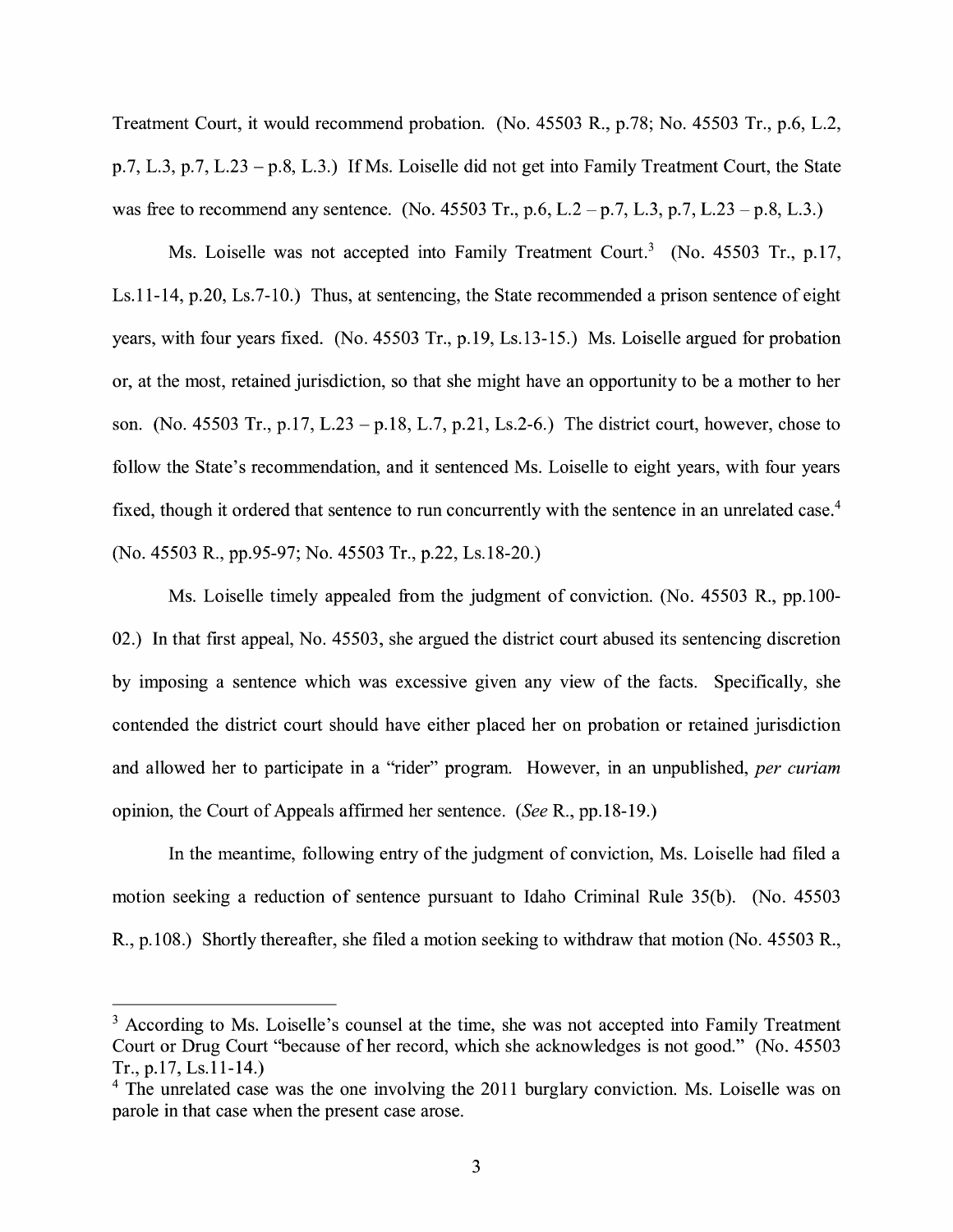Treatment Court, it would recommend probation. (No. 45503 R., p.78; No. 45503 Tr., p.6, L.2, p.7, L.3, p.7, L.23 – p.8, L.3.) If Ms. Loiselle did not get into Family Treatment Court, the State was free to recommend any sentence. (No. 45503 Tr., p.6, L.2 – p.7, L.3, p.7, L.23 – p.8, L.3.)

Ms. Loiselle was not accepted into Family Treatment Court.[3] (No. 45503 Tr., p.17, Ls.11-14, p.20, Ls.7-10.) Thus, at sentencing, the State recommended a prison sentence of eight years, with four years fixed. (No. 45503 Tr., p.19, Ls.13-15.) Ms. Loiselle argued for probation or, at the most, retained jurisdiction, so that she might have an opportunity to be a mother to her son. (No. 45503 Tr., p.17, L.23 – p.18, L.7, p.21, Ls.2-6.) The district court, however, chose to follow the State's recommendation, and it sentenced Ms. Loiselle to eight years, with four years fixed, though it ordered that sentence to run concurrently with the sentence in an unrelated case.[4] (No. 45503 R., pp.95-97; No. 45503 Tr., p.22, Ls.18-20.)

Ms. Loiselle timely appealed from the judgment of conviction. (No. 45503 R., pp.100-02.) In that first appeal, No. 45503, she argued the district court abused its sentencing discretion by imposing a sentence which was excessive given any view of the facts. Specifically, she contended the district court should have either placed her on probation or retained jurisdiction and allowed her to participate in a "rider" program. However, in an unpublished, *per curiam* opinion, the Court of Appeals affirmed her sentence. (*See* R., pp.18-19.)

In the meantime, following entry of the judgment of conviction, Ms. Loiselle had filed a motion seeking a reduction of sentence pursuant to Idaho Criminal Rule 35(b). (No. 45503 R., p.108.) Shortly thereafter, she filed a motion seeking to withdraw that motion (No. 45503 R.,

---

[3] According to Ms. Loiselle's counsel at the time, she was not accepted into Family Treatment Court or Drug Court "because of her record, which she acknowledges is not good." (No. 45503 Tr., p.17, Ls.11-14.)

[4] The unrelated case was the one involving the 2011 burglary conviction. Ms. Loiselle was on parole in that case when the present case arose.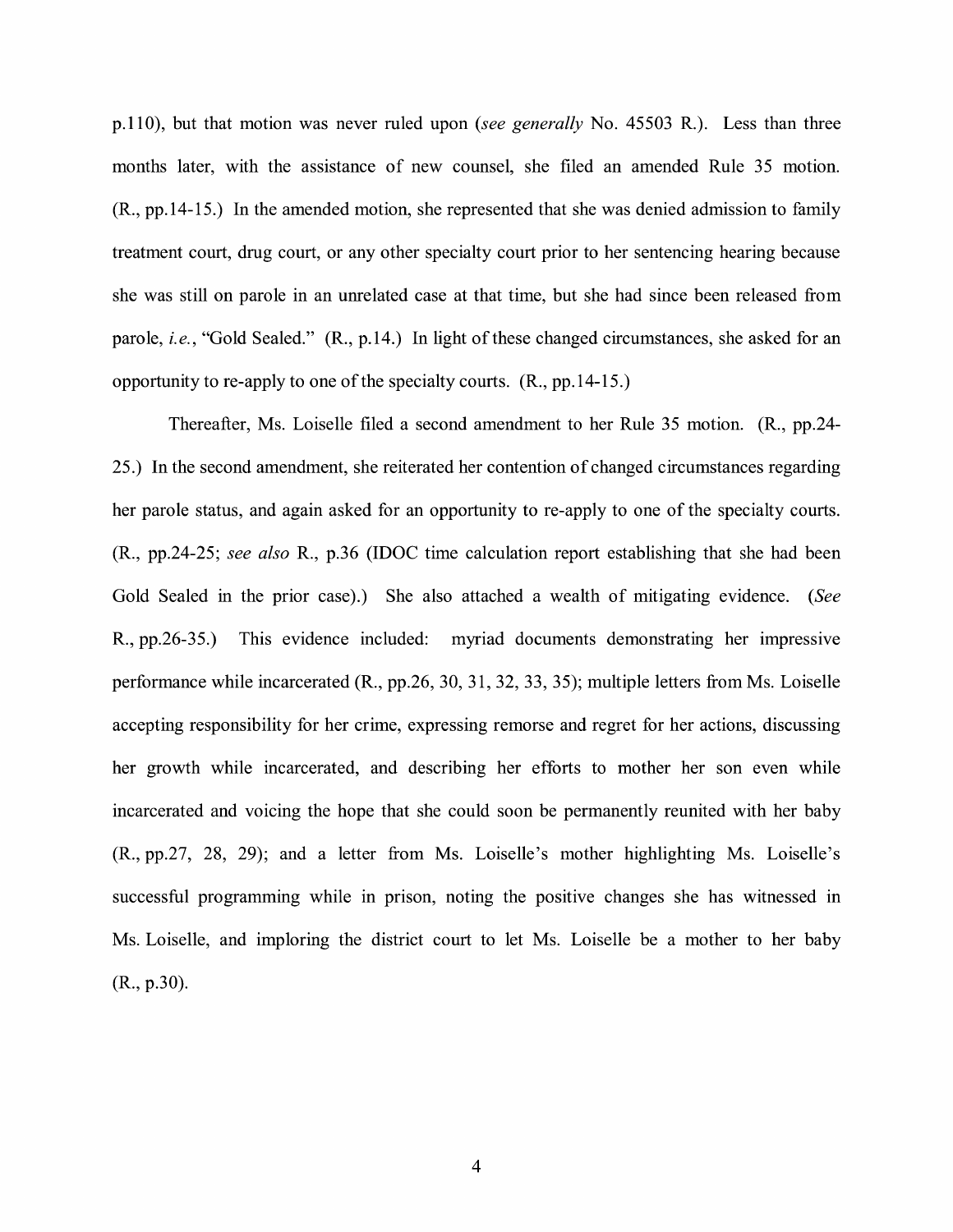p.110), but that motion was never ruled upon (*see generally* No. 45503 R.). Less than three months later, with the assistance of new counsel, she filed an amended Rule 35 motion. (R., pp.14-15.) In the amended motion, she represented that she was denied admission to family treatment court, drug court, or any other specialty court prior to her sentencing hearing because she was still on parole in an unrelated case at that time, but she had since been released from parole, *i.e.*, "Gold Sealed." (R., p.14.) In light of these changed circumstances, she asked for an opportunity to re-apply to one of the specialty courts. (R., pp.14-15.)

Thereafter, Ms. Loiselle filed a second amendment to her Rule 35 motion. (R., pp.24-25.) In the second amendment, she reiterated her contention of changed circumstances regarding her parole status, and again asked for an opportunity to re-apply to one of the specialty courts. (R., pp.24-25; *see also* R., p.36 (IDOC time calculation report establishing that she had been Gold Sealed in the prior case).) She also attached a wealth of mitigating evidence. (*See* R., pp.26-35.) This evidence included: myriad documents demonstrating her impressive performance while incarcerated (R., pp.26, 30, 31, 32, 33, 35); multiple letters from Ms. Loiselle accepting responsibility for her crime, expressing remorse and regret for her actions, discussing her growth while incarcerated, and describing her efforts to mother her son even while incarcerated and voicing the hope that she could soon be permanently reunited with her baby (R., pp.27, 28, 29); and a letter from Ms. Loiselle's mother highlighting Ms. Loiselle's successful programming while in prison, noting the positive changes she has witnessed in Ms. Loiselle, and imploring the district court to let Ms. Loiselle be a mother to her baby (R., p.30).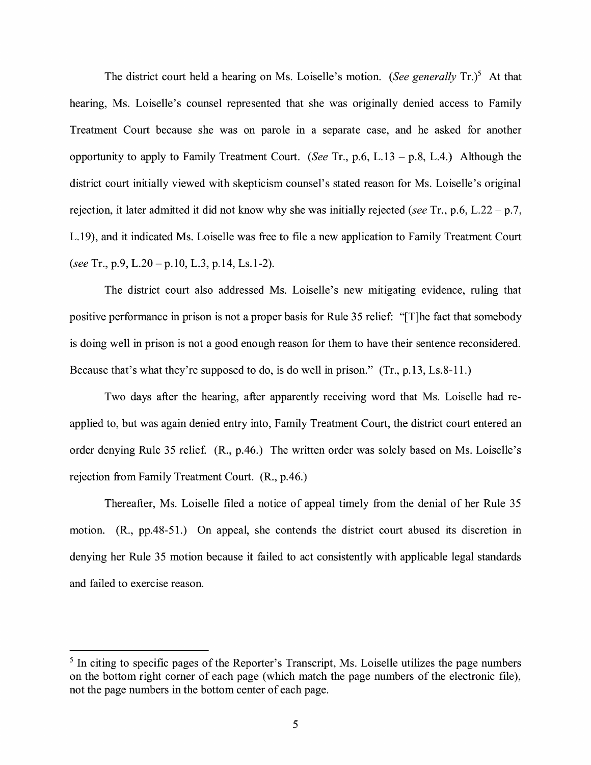The district court held a hearing on Ms. Loiselle's motion. (*See generally* Tr.)[5] At that hearing, Ms. Loiselle's counsel represented that she was originally denied access to Family Treatment Court because she was on parole in a separate case, and he asked for another opportunity to apply to Family Treatment Court. (*See* Tr., p.6, L.13 – p.8, L.4.) Although the district court initially viewed with skepticism counsel's stated reason for Ms. Loiselle's original rejection, it later admitted it did not know why she was initially rejected (*see* Tr., p.6, L.22 – p.7, L.19), and it indicated Ms. Loiselle was free to file a new application to Family Treatment Court (*see* Tr., p.9, L.20 – p.10, L.3, p.14, Ls.1-2).

The district court also addressed Ms. Loiselle's new mitigating evidence, ruling that positive performance in prison is not a proper basis for Rule 35 relief: "[T]he fact that somebody is doing well in prison is not a good enough reason for them to have their sentence reconsidered. Because that's what they're supposed to do, is do well in prison." (Tr., p.13, Ls.8-11.)

Two days after the hearing, after apparently receiving word that Ms. Loiselle had re-applied to, but was again denied entry into, Family Treatment Court, the district court entered an order denying Rule 35 relief. (R., p.46.) The written order was solely based on Ms. Loiselle's rejection from Family Treatment Court. (R., p.46.)

Thereafter, Ms. Loiselle filed a notice of appeal timely from the denial of her Rule 35 motion. (R., pp.48-51.) On appeal, she contends the district court abused its discretion in denying her Rule 35 motion because it failed to act consistently with applicable legal standards and failed to exercise reason.

---

[5] In citing to specific pages of the Reporter's Transcript, Ms. Loiselle utilizes the page numbers on the bottom right corner of each page (which match the page numbers of the electronic file), not the page numbers in the bottom center of each page.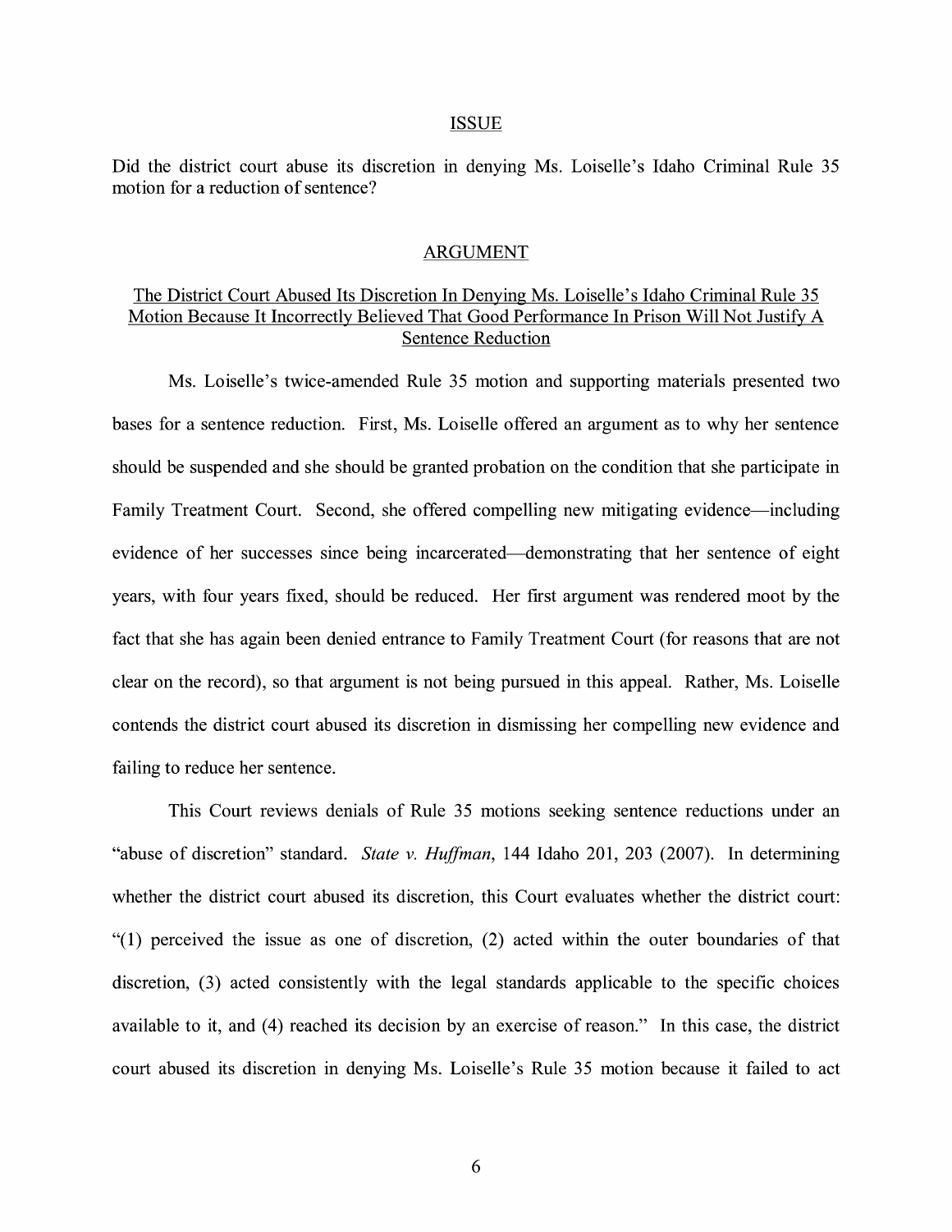## ISSUE

Did the district court abuse its discretion in denying Ms. Loiselle's Idaho Criminal Rule 35 motion for a reduction of sentence?

## ARGUMENT

### The District Court Abused Its Discretion In Denying Ms. Loiselle's Idaho Criminal Rule 35 Motion Because It Incorrectly Believed That Good Performance In Prison Will Not Justify A Sentence Reduction

Ms. Loiselle's twice-amended Rule 35 motion and supporting materials presented two bases for a sentence reduction. First, Ms. Loiselle offered an argument as to why her sentence should be suspended and she should be granted probation on the condition that she participate in Family Treatment Court. Second, she offered compelling new mitigating evidence—including evidence of her successes since being incarcerated—demonstrating that her sentence of eight years, with four years fixed, should be reduced. Her first argument was rendered moot by the fact that she has again been denied entrance to Family Treatment Court (for reasons that are not clear on the record), so that argument is not being pursued in this appeal. Rather, Ms. Loiselle contends the district court abused its discretion in dismissing her compelling new evidence and failing to reduce her sentence.

This Court reviews denials of Rule 35 motions seeking sentence reductions under an "abuse of discretion" standard. *State v. Huffman*, 144 Idaho 201, 203 (2007). In determining whether the district court abused its discretion, this Court evaluates whether the district court: "(1) perceived the issue as one of discretion, (2) acted within the outer boundaries of that discretion, (3) acted consistently with the legal standards applicable to the specific choices available to it, and (4) reached its decision by an exercise of reason." In this case, the district court abused its discretion in denying Ms. Loiselle's Rule 35 motion because it failed to act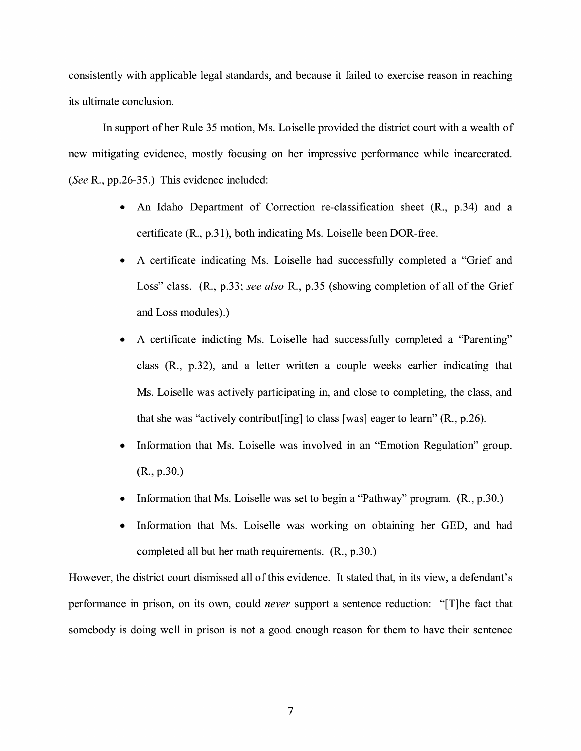consistently with applicable legal standards, and because it failed to exercise reason in reaching its ultimate conclusion.

In support of her Rule 35 motion, Ms. Loiselle provided the district court with a wealth of new mitigating evidence, mostly focusing on her impressive performance while incarcerated. (*See* R., pp.26-35.) This evidence included:

- An Idaho Department of Correction re-classification sheet (R., p.34) and a certificate (R., p.31), both indicating Ms. Loiselle been DOR-free.
- A certificate indicating Ms. Loiselle had successfully completed a "Grief and Loss" class. (R., p.33; *see also* R., p.35 (showing completion of all of the Grief and Loss modules).)
- A certificate indicting Ms. Loiselle had successfully completed a "Parenting" class (R., p.32), and a letter written a couple weeks earlier indicating that Ms. Loiselle was actively participating in, and close to completing, the class, and that she was "actively contribut[ing] to class [was] eager to learn" (R., p.26).
- Information that Ms. Loiselle was involved in an "Emotion Regulation" group. (R., p.30.)
- Information that Ms. Loiselle was set to begin a "Pathway" program. (R., p.30.)
- Information that Ms. Loiselle was working on obtaining her GED, and had completed all but her math requirements. (R., p.30.)

However, the district court dismissed all of this evidence. It stated that, in its view, a defendant's performance in prison, on its own, could *never* support a sentence reduction: "[T]he fact that somebody is doing well in prison is not a good enough reason for them to have their sentence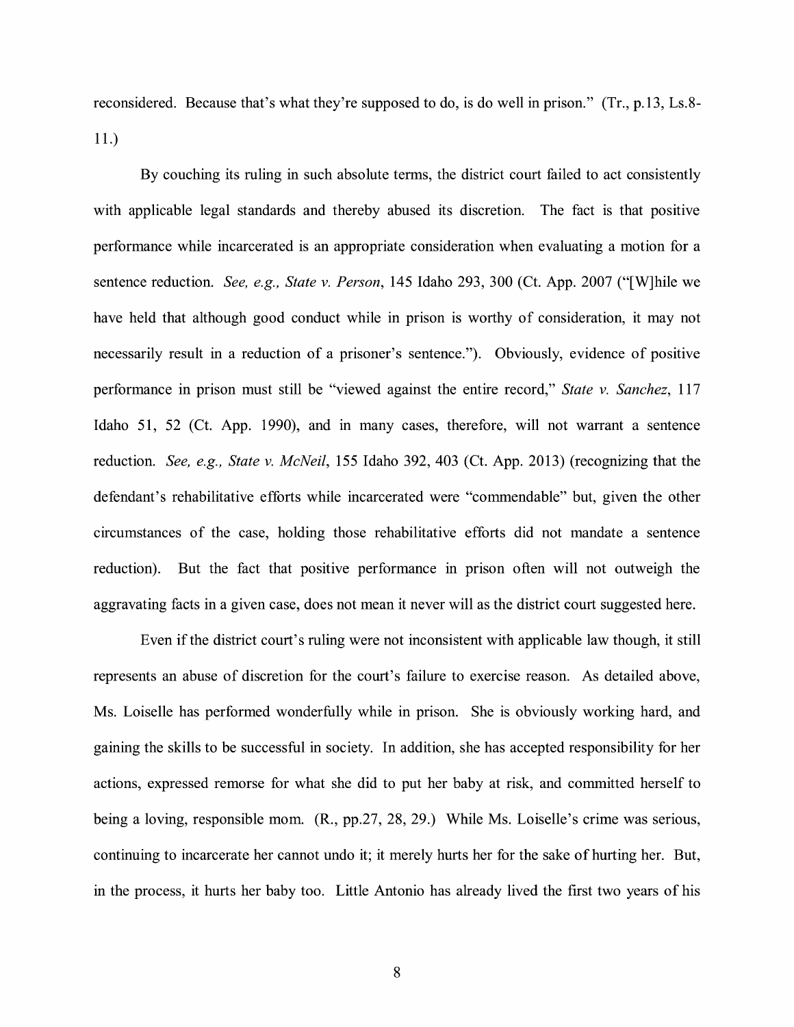reconsidered. Because that's what they're supposed to do, is do well in prison." (Tr., p.13, Ls.8-11.)

By couching its ruling in such absolute terms, the district court failed to act consistently with applicable legal standards and thereby abused its discretion. The fact is that positive performance while incarcerated is an appropriate consideration when evaluating a motion for a sentence reduction. *See, e.g., State v. Person*, 145 Idaho 293, 300 (Ct. App. 2007 ("[W]hile we have held that although good conduct while in prison is worthy of consideration, it may not necessarily result in a reduction of a prisoner's sentence."). Obviously, evidence of positive performance in prison must still be "viewed against the entire record," *State v. Sanchez*, 117 Idaho 51, 52 (Ct. App. 1990), and in many cases, therefore, will not warrant a sentence reduction. *See, e.g., State v. McNeil*, 155 Idaho 392, 403 (Ct. App. 2013) (recognizing that the defendant's rehabilitative efforts while incarcerated were "commendable" but, given the other circumstances of the case, holding those rehabilitative efforts did not mandate a sentence reduction). But the fact that positive performance in prison often will not outweigh the aggravating facts in a given case, does not mean it never will as the district court suggested here.

Even if the district court's ruling were not inconsistent with applicable law though, it still represents an abuse of discretion for the court's failure to exercise reason. As detailed above, Ms. Loiselle has performed wonderfully while in prison. She is obviously working hard, and gaining the skills to be successful in society. In addition, she has accepted responsibility for her actions, expressed remorse for what she did to put her baby at risk, and committed herself to being a loving, responsible mom. (R., pp.27, 28, 29.) While Ms. Loiselle's crime was serious, continuing to incarcerate her cannot undo it; it merely hurts her for the sake of hurting her. But, in the process, it hurts her baby too. Little Antonio has already lived the first two years of his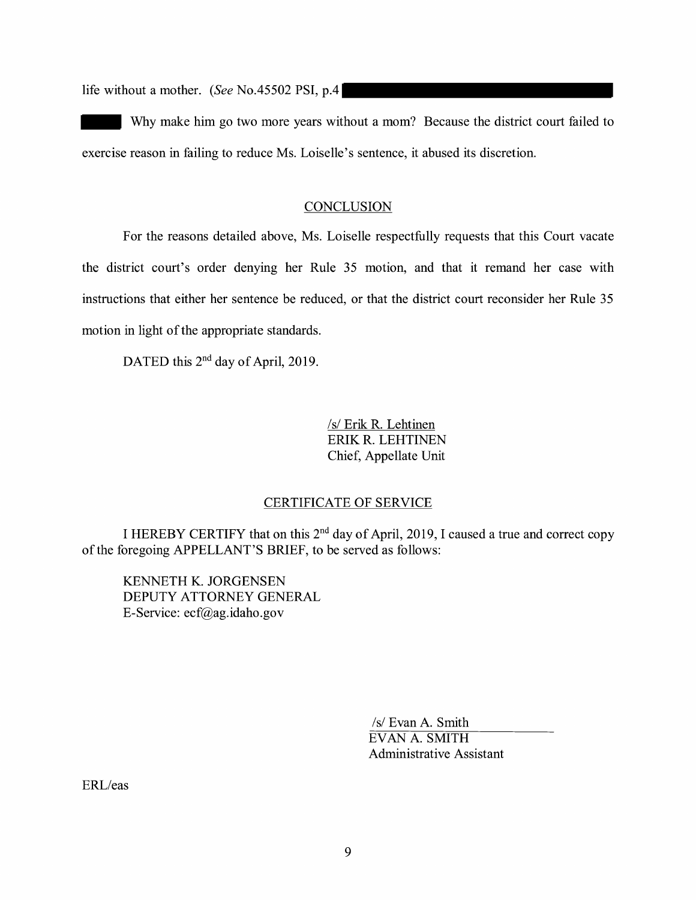life without a mother. (*See* No.45502 PSI, p.4

Why make him go two more years without a mom? Because the district court failed to exercise reason in failing to reduce Ms. Loiselle's sentence, it abused its discretion.

## CONCLUSION

For the reasons detailed above, Ms. Loiselle respectfully requests that this Court vacate the district court's order denying her Rule 35 motion, and that it remand her case with instructions that either her sentence be reduced, or that the district court reconsider her Rule 35 motion in light of the appropriate standards.

DATED this 2nd day of April, 2019.

/s/ Erik R. Lehtinen
ERIK R. LEHTINEN
Chief, Appellate Unit

## CERTIFICATE OF SERVICE

I HEREBY CERTIFY that on this 2nd day of April, 2019, I caused a true and correct copy of the foregoing APPELLANT'S BRIEF, to be served as follows:

KENNETH K. JORGENSEN
DEPUTY ATTORNEY GENERAL
E-Service: ecf@ag.idaho.gov

/s/ Evan A. Smith
EVAN A. SMITH
Administrative Assistant

ERL/eas